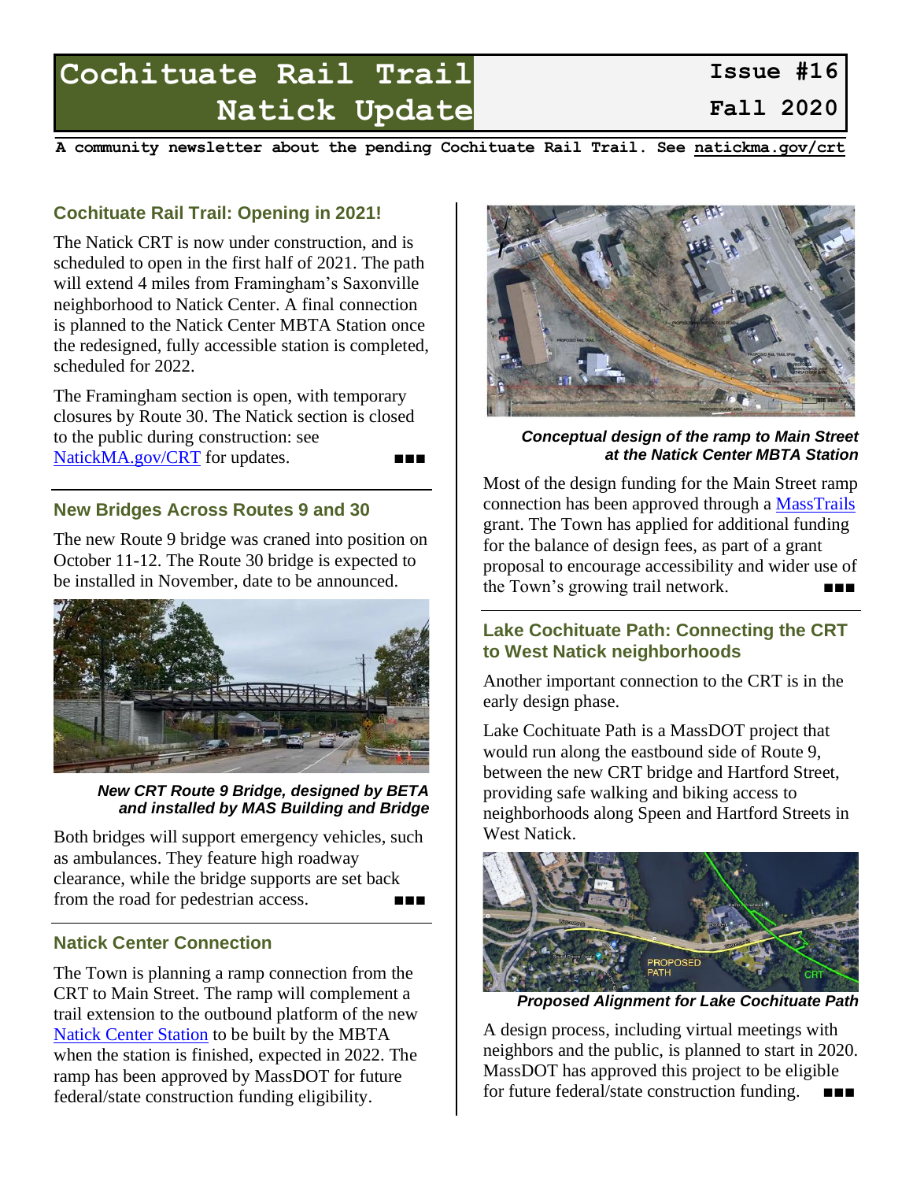# Cochituate Rail Trail Natick Update

**Issue #16**
**Fall 2020**

**A community newsletter about the pending Cochituate Rail Trail. See natickma.gov/crt**

## Cochituate Rail Trail: Opening in 2021!

The Natick CRT is now under construction, and is scheduled to open in the first half of 2021. The path will extend 4 miles from Framingham's Saxonville neighborhood to Natick Center. A final connection is planned to the Natick Center MBTA Station once the redesigned, fully accessible station is completed, scheduled for 2022.

The Framingham section is open, with temporary closures by Route 30. The Natick section is closed to the public during construction: see NatickMA.gov/CRT for updates. ■■■

## New Bridges Across Routes 9 and 30

The new Route 9 bridge was craned into position on October 11-12. The Route 30 bridge is expected to be installed in November, date to be announced.

***New CRT Route 9 Bridge, designed by BETA and installed by MAS Building and Bridge***

Both bridges will support emergency vehicles, such as ambulances. They feature high roadway clearance, while the bridge supports are set back from the road for pedestrian access. ■■■

## Natick Center Connection

The Town is planning a ramp connection from the CRT to Main Street. The ramp will complement a trail extension to the outbound platform of the new Natick Center Station to be built by the MBTA when the station is finished, expected in 2022. The ramp has been approved by MassDOT for future federal/state construction funding eligibility.

***Conceptual design of the ramp to Main Street at the Natick Center MBTA Station***

Most of the design funding for the Main Street ramp connection has been approved through a MassTrails grant. The Town has applied for additional funding for the balance of design fees, as part of a grant proposal to encourage accessibility and wider use of the Town's growing trail network. ■■■

## Lake Cochituate Path: Connecting the CRT to West Natick neighborhoods

Another important connection to the CRT is in the early design phase.

Lake Cochituate Path is a MassDOT project that would run along the eastbound side of Route 9, between the new CRT bridge and Hartford Street, providing safe walking and biking access to neighborhoods along Speen and Hartford Streets in West Natick.

***Proposed Alignment for Lake Cochituate Path***

A design process, including virtual meetings with neighbors and the public, is planned to start in 2020. MassDOT has approved this project to be eligible for future federal/state construction funding. ■■■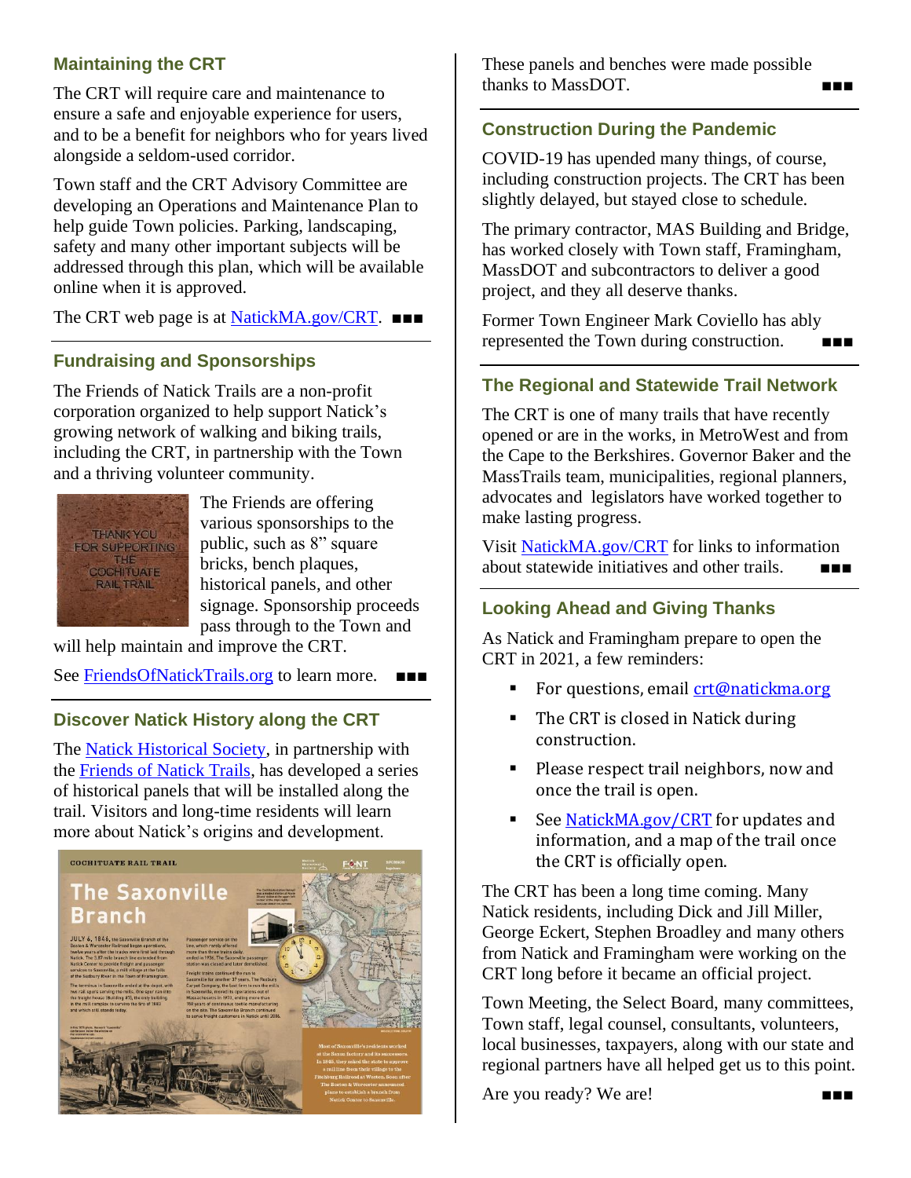## Maintaining the CRT

The CRT will require care and maintenance to ensure a safe and enjoyable experience for users, and to be a benefit for neighbors who for years lived alongside a seldom-used corridor.

Town staff and the CRT Advisory Committee are developing an Operations and Maintenance Plan to help guide Town policies. Parking, landscaping, safety and many other important subjects will be addressed through this plan, which will be available online when it is approved.

The CRT web page is at NatickMA.gov/CRT. ■■■

## Fundraising and Sponsorships

The Friends of Natick Trails are a non-profit corporation organized to help support Natick's growing network of walking and biking trails, including the CRT, in partnership with the Town and a thriving volunteer community.

The Friends are offering various sponsorships to the public, such as 8" square bricks, bench plaques, historical panels, and other signage. Sponsorship proceeds pass through to the Town and will help maintain and improve the CRT.

See FriendsOfNatickTrails.org to learn more. ■■■

## Discover Natick History along the CRT

The Natick Historical Society, in partnership with the Friends of Natick Trails, has developed a series of historical panels that will be installed along the trail. Visitors and long-time residents will learn more about Natick's origins and development.

These panels and benches were made possible thanks to MassDOT. ■■■

## Construction During the Pandemic

COVID-19 has upended many things, of course, including construction projects. The CRT has been slightly delayed, but stayed close to schedule.

The primary contractor, MAS Building and Bridge, has worked closely with Town staff, Framingham, MassDOT and subcontractors to deliver a good project, and they all deserve thanks.

Former Town Engineer Mark Coviello has ably represented the Town during construction. ■■■

## The Regional and Statewide Trail Network

The CRT is one of many trails that have recently opened or are in the works, in MetroWest and from the Cape to the Berkshires. Governor Baker and the MassTrails team, municipalities, regional planners, advocates and legislators have worked together to make lasting progress.

Visit NatickMA.gov/CRT for links to information about statewide initiatives and other trails. ■■■

## Looking Ahead and Giving Thanks

As Natick and Framingham prepare to open the CRT in 2021, a few reminders:

- For questions, email crt@natickma.org
- The CRT is closed in Natick during construction.
- Please respect trail neighbors, now and once the trail is open.
- See NatickMA.gov/CRT for updates and information, and a map of the trail once the CRT is officially open.

The CRT has been a long time coming. Many Natick residents, including Dick and Jill Miller, George Eckert, Stephen Broadley and many others from Natick and Framingham were working on the CRT long before it became an official project.

Town Meeting, the Select Board, many committees, Town staff, legal counsel, consultants, volunteers, local businesses, taxpayers, along with our state and regional partners have all helped get us to this point.

Are you ready? We are! ■■■